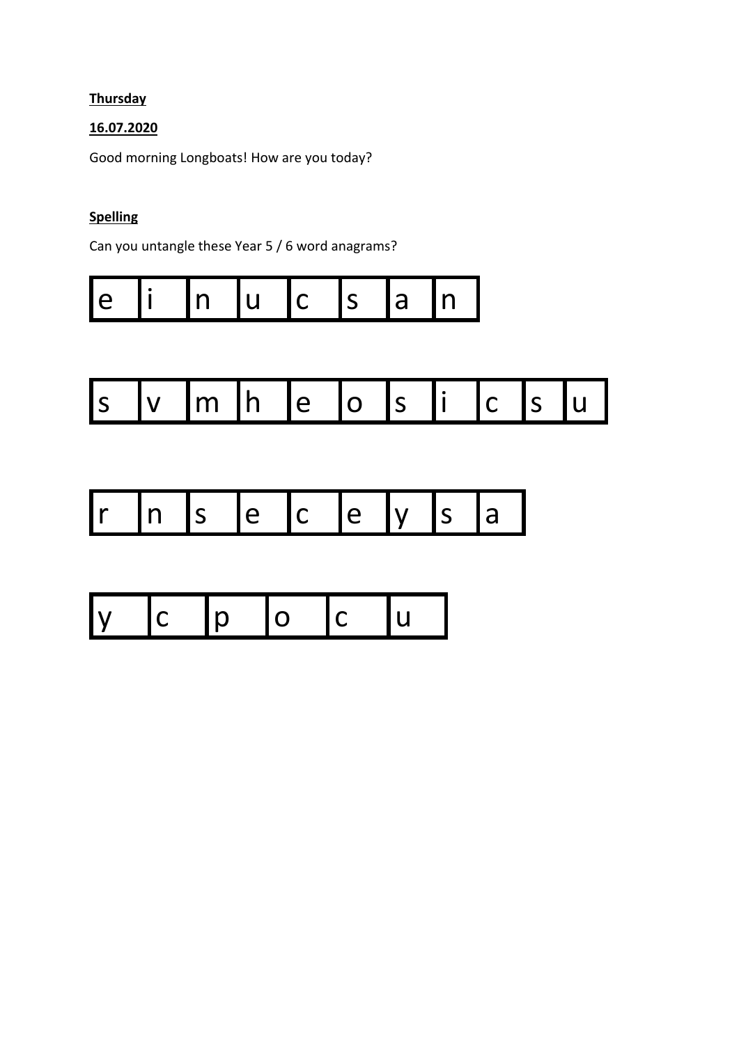**Thursday**

**16.07.2020**

Good morning Longboats! How are you today?

**Spelling**

Can you untangle these Year 5 / 6 word anagrams?

| e | i | n | u | c | s | a | n |
|---|---|---|---|---|---|---|---|

| s | v | m | h | e | o | s | i | c | s | u |
|---|---|---|---|---|---|---|---|---|---|---|

| r | n | s | e | c | e | y | s | a |
|---|---|---|---|---|---|---|---|---|

| y | c | p | o | c | u |
|---|---|---|---|---|---|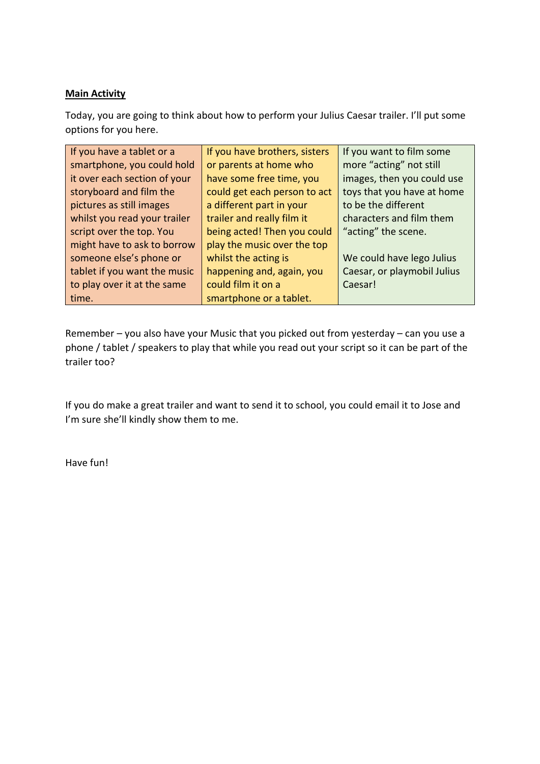**Main Activity**

Today, you are going to think about how to perform your Julius Caesar trailer. I'll put some options for you here.

| | | |
|---|---|---|
| If you have a tablet or a smartphone, you could hold it over each section of your storyboard and film the pictures as still images whilst you read your trailer script over the top. You might have to ask to borrow someone else's phone or tablet if you want the music to play over it at the same time. | If you have brothers, sisters or parents at home who have some free time, you could get each person to act a different part in your trailer and really film it being acted! Then you could play the music over the top whilst the acting is happening and, again, you could film it on a smartphone or a tablet. | If you want to film some more "acting" not still images, then you could use toys that you have at home to be the different characters and film them "acting" the scene.<br><br>We could have lego Julius Caesar, or playmobil Julius Caesar! |

Remember – you also have your Music that you picked out from yesterday – can you use a phone / tablet / speakers to play that while you read out your script so it can be part of the trailer too?

If you do make a great trailer and want to send it to school, you could email it to Jose and I'm sure she'll kindly show them to me.

Have fun!